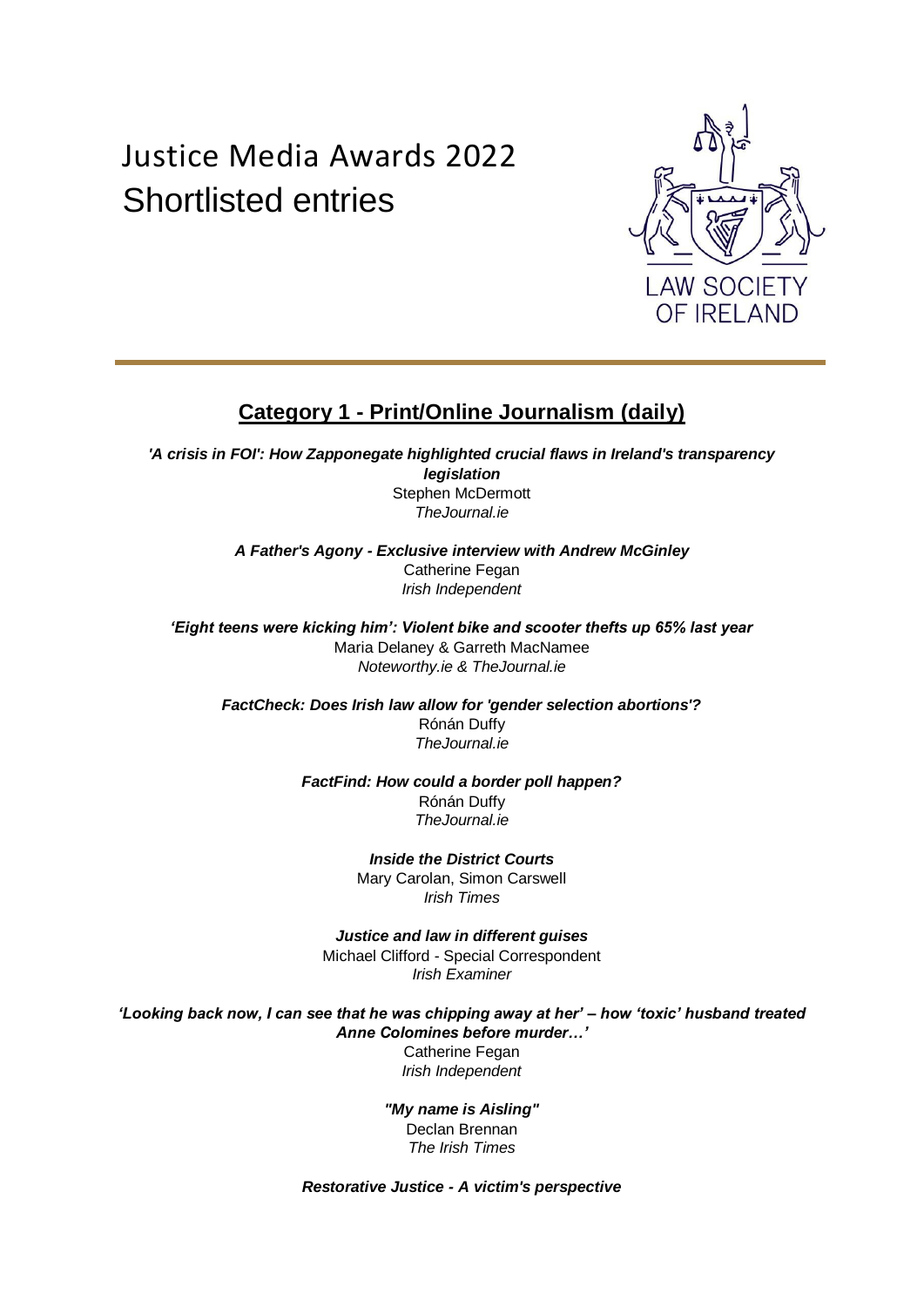# Justice Media Awards 2022
# Shortlisted entries

LAW SOCIETY OF IRELAND

## Category 1 - Print/Online Journalism (daily)

***'A crisis in FOI': How Zapponegate highlighted crucial flaws in Ireland's transparency legislation***
Stephen McDermott
*TheJournal.ie*

***A Father's Agony - Exclusive interview with Andrew McGinley***
Catherine Fegan
*Irish Independent*

***'Eight teens were kicking him': Violent bike and scooter thefts up 65% last year***
Maria Delaney & Garreth MacNamee
*Noteworthy.ie & TheJournal.ie*

***FactCheck: Does Irish law allow for 'gender selection abortions'?***
Rónán Duffy
*TheJournal.ie*

***FactFind: How could a border poll happen?***
Rónán Duffy
*TheJournal.ie*

***Inside the District Courts***
Mary Carolan, Simon Carswell
*Irish Times*

***Justice and law in different guises***
Michael Clifford - Special Correspondent
*Irish Examiner*

***'Looking back now, I can see that he was chipping away at her' – how 'toxic' husband treated Anne Colomines before murder…'***
Catherine Fegan
*Irish Independent*

***"My name is Aisling"***
Declan Brennan
*The Irish Times*

***Restorative Justice - A victim's perspective***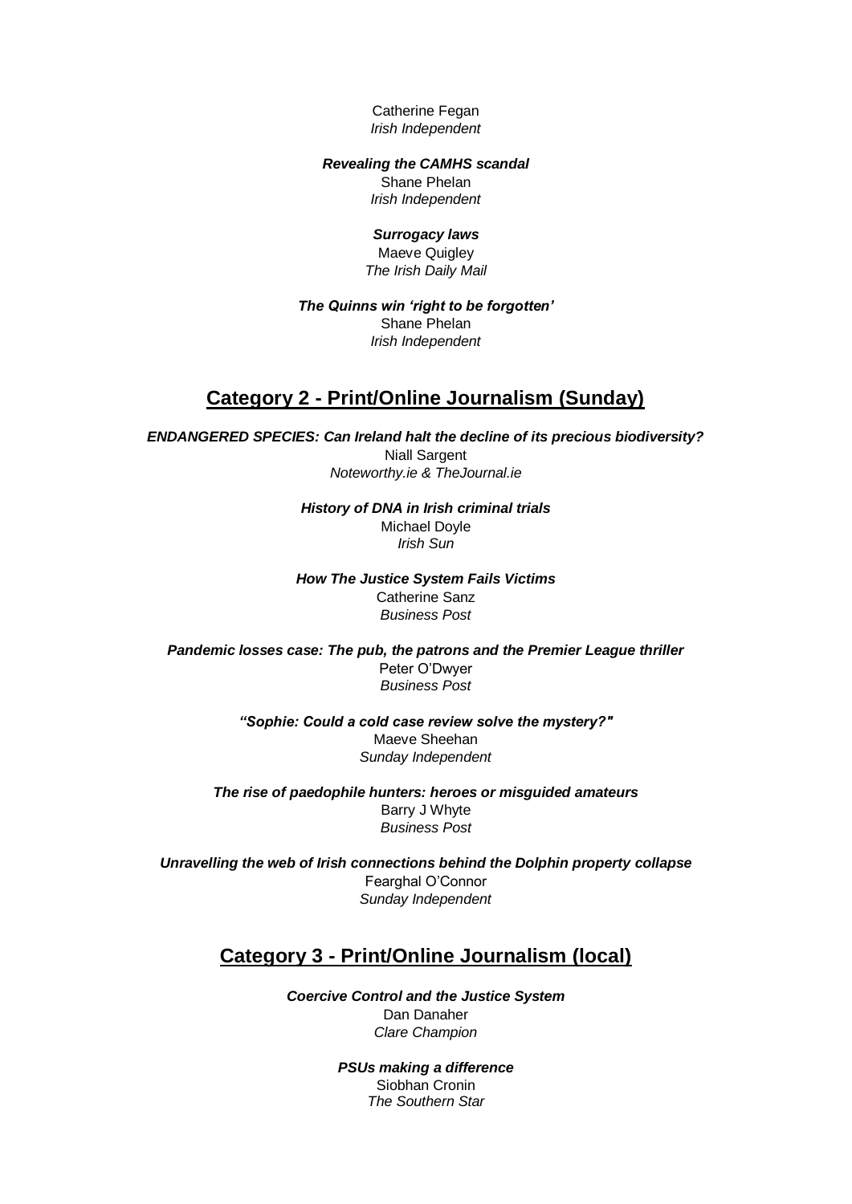Catherine Fegan
*Irish Independent*

***Revealing the CAMHS scandal***
Shane Phelan
*Irish Independent*

***Surrogacy laws***
Maeve Quigley
*The Irish Daily Mail*

***The Quinns win 'right to be forgotten'***
Shane Phelan
*Irish Independent*

## Category 2 - Print/Online Journalism (Sunday)

***ENDANGERED SPECIES: Can Ireland halt the decline of its precious biodiversity?***
Niall Sargent
*Noteworthy.ie & TheJournal.ie*

***History of DNA in Irish criminal trials***
Michael Doyle
*Irish Sun*

***How The Justice System Fails Victims***
Catherine Sanz
*Business Post*

***Pandemic losses case: The pub, the patrons and the Premier League thriller***
Peter O'Dwyer
*Business Post*

***"Sophie: Could a cold case review solve the mystery?"***
Maeve Sheehan
*Sunday Independent*

***The rise of paedophile hunters: heroes or misguided amateurs***
Barry J Whyte
*Business Post*

***Unravelling the web of Irish connections behind the Dolphin property collapse***
Fearghal O'Connor
*Sunday Independent*

## Category 3 - Print/Online Journalism (local)

***Coercive Control and the Justice System***
Dan Danaher
*Clare Champion*

***PSUs making a difference***
Siobhan Cronin
*The Southern Star*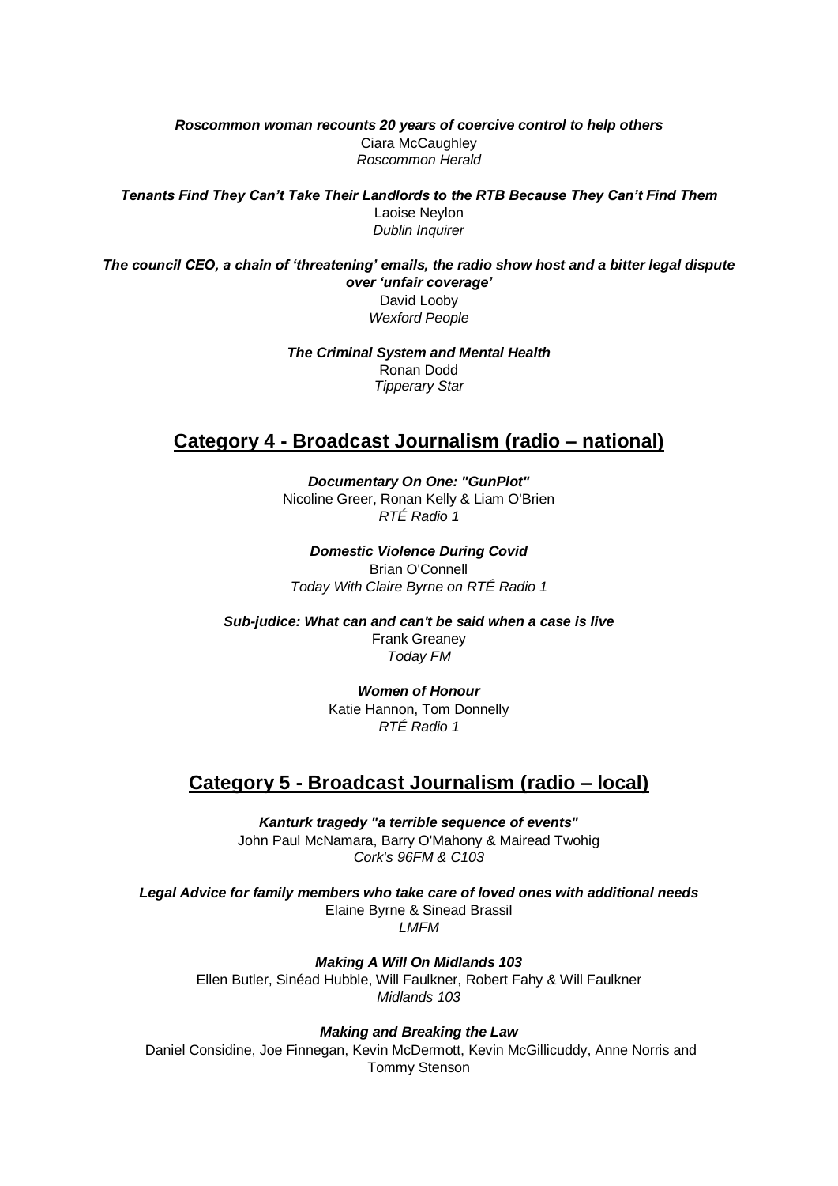***Roscommon woman recounts 20 years of coercive control to help others***
Ciara McCaughley
*Roscommon Herald*

***Tenants Find They Can't Take Their Landlords to the RTB Because They Can't Find Them***
Laoise Neylon
*Dublin Inquirer*

***The council CEO, a chain of 'threatening' emails, the radio show host and a bitter legal dispute over 'unfair coverage'***
David Looby
*Wexford People*

***The Criminal System and Mental Health***
Ronan Dodd
*Tipperary Star*

## Category 4 - Broadcast Journalism (radio – national)

***Documentary On One: "GunPlot"***
Nicoline Greer, Ronan Kelly & Liam O'Brien
*RTÉ Radio 1*

***Domestic Violence During Covid***
Brian O'Connell
*Today With Claire Byrne on RTÉ Radio 1*

***Sub-judice: What can and can't be said when a case is live***
Frank Greaney
*Today FM*

***Women of Honour***
Katie Hannon, Tom Donnelly
*RTÉ Radio 1*

## Category 5 - Broadcast Journalism (radio – local)

***Kanturk tragedy "a terrible sequence of events"***
John Paul McNamara, Barry O'Mahony & Mairead Twohig
*Cork's 96FM & C103*

***Legal Advice for family members who take care of loved ones with additional needs***
Elaine Byrne & Sinead Brassil
*LMFM*

***Making A Will On Midlands 103***
Ellen Butler, Sinéad Hubble, Will Faulkner, Robert Fahy & Will Faulkner
*Midlands 103*

***Making and Breaking the Law***
Daniel Considine, Joe Finnegan, Kevin McDermott, Kevin McGillicuddy, Anne Norris and Tommy Stenson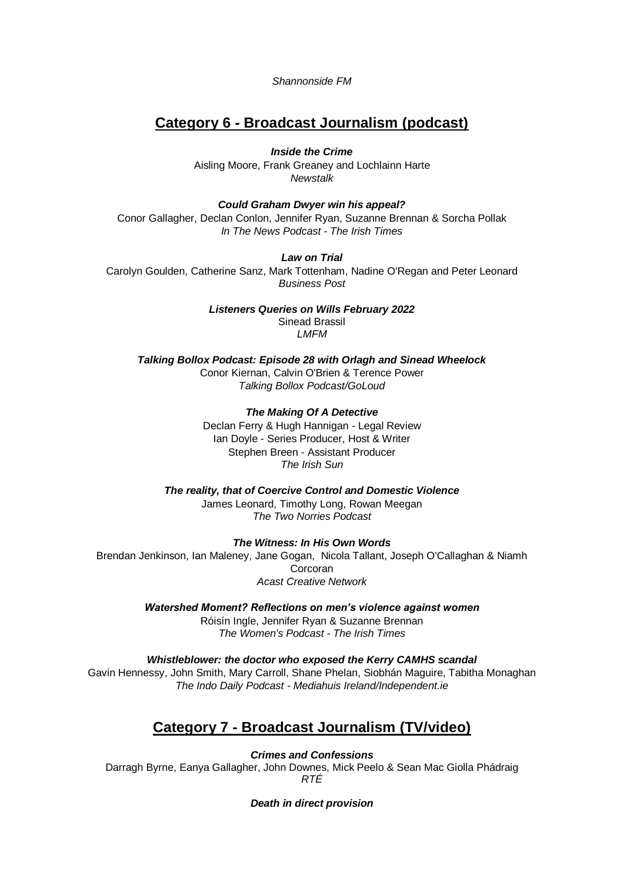*Shannonside FM*

## Category 6 - Broadcast Journalism (podcast)

***Inside the Crime***
Aisling Moore, Frank Greaney and Lochlainn Harte
*Newstalk*

***Could Graham Dwyer win his appeal?***
Conor Gallagher, Declan Conlon, Jennifer Ryan, Suzanne Brennan & Sorcha Pollak
*In The News Podcast - The Irish Times*

***Law on Trial***
Carolyn Goulden, Catherine Sanz, Mark Tottenham, Nadine O'Regan and Peter Leonard
*Business Post*

***Listeners Queries on Wills February 2022***
Sinead Brassil
*LMFM*

***Talking Bollox Podcast: Episode 28 with Orlagh and Sinead Wheelock***
Conor Kiernan, Calvin O'Brien & Terence Power
*Talking Bollox Podcast/GoLoud*

***The Making Of A Detective***
Declan Ferry & Hugh Hannigan - Legal Review
Ian Doyle - Series Producer, Host & Writer
Stephen Breen - Assistant Producer
*The Irish Sun*

***The reality, that of Coercive Control and Domestic Violence***
James Leonard, Timothy Long, Rowan Meegan
*The Two Norries Podcast*

***The Witness: In His Own Words***
Brendan Jenkinson, Ian Maleney, Jane Gogan, Nicola Tallant, Joseph O'Callaghan & Niamh Corcoran
*Acast Creative Network*

***Watershed Moment? Reflections on men's violence against women***
Róisín Ingle, Jennifer Ryan & Suzanne Brennan
*The Women's Podcast - The Irish Times*

***Whistleblower: the doctor who exposed the Kerry CAMHS scandal***
Gavin Hennessy, John Smith, Mary Carroll, Shane Phelan, Siobhán Maguire, Tabitha Monaghan
*The Indo Daily Podcast - Mediahuis Ireland/Independent.ie*

## Category 7 - Broadcast Journalism (TV/video)

***Crimes and Confessions***
Darragh Byrne, Eanya Gallagher, John Downes, Mick Peelo & Sean Mac Giolla Phádraig
*RTÉ*

***Death in direct provision***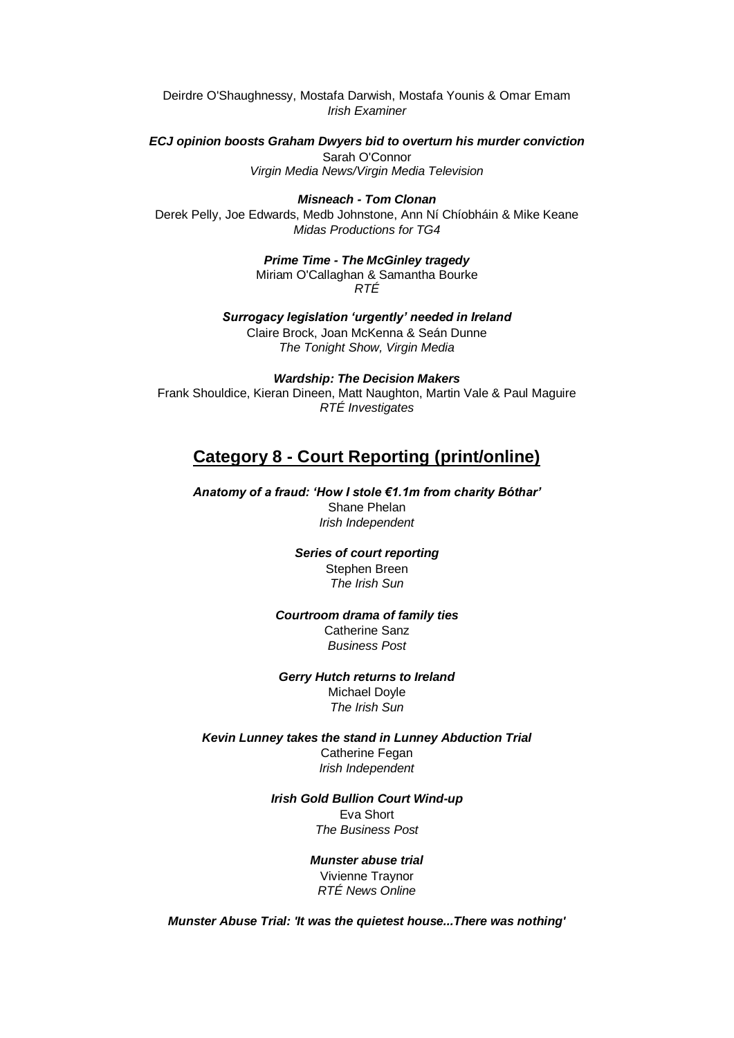Deirdre O'Shaughnessy, Mostafa Darwish, Mostafa Younis & Omar Emam
*Irish Examiner*

***ECJ opinion boosts Graham Dwyers bid to overturn his murder conviction***
Sarah O'Connor
*Virgin Media News/Virgin Media Television*

***Misneach - Tom Clonan***
Derek Pelly, Joe Edwards, Medb Johnstone, Ann Ní Chíobháin & Mike Keane
*Midas Productions for TG4*

***Prime Time - The McGinley tragedy***
Miriam O'Callaghan & Samantha Bourke
*RTÉ*

***Surrogacy legislation 'urgently' needed in Ireland***
Claire Brock, Joan McKenna & Seán Dunne
*The Tonight Show, Virgin Media*

***Wardship: The Decision Makers***
Frank Shouldice, Kieran Dineen, Matt Naughton, Martin Vale & Paul Maguire
*RTÉ Investigates*

## Category 8 - Court Reporting (print/online)

***Anatomy of a fraud: 'How I stole €1.1m from charity Bóthar'***
Shane Phelan
*Irish Independent*

***Series of court reporting***
Stephen Breen
*The Irish Sun*

***Courtroom drama of family ties***
Catherine Sanz
*Business Post*

***Gerry Hutch returns to Ireland***
Michael Doyle
*The Irish Sun*

***Kevin Lunney takes the stand in Lunney Abduction Trial***
Catherine Fegan
*Irish Independent*

***Irish Gold Bullion Court Wind-up***
Eva Short
*The Business Post*

***Munster abuse trial***
Vivienne Traynor
*RTÉ News Online*

***Munster Abuse Trial: 'It was the quietest house...There was nothing'***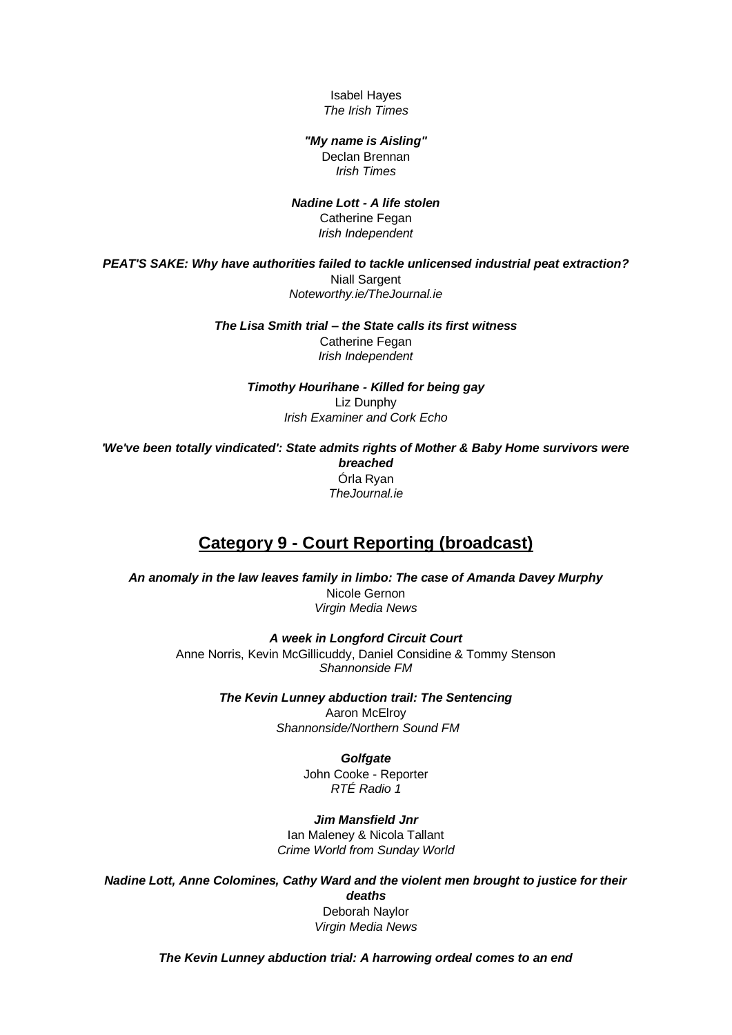Isabel Hayes
*The Irish Times*

***"My name is Aisling"***
Declan Brennan
*Irish Times*

***Nadine Lott - A life stolen***
Catherine Fegan
*Irish Independent*

***PEAT'S SAKE: Why have authorities failed to tackle unlicensed industrial peat extraction?***
Niall Sargent
*Noteworthy.ie/TheJournal.ie*

***The Lisa Smith trial – the State calls its first witness***
Catherine Fegan
*Irish Independent*

***Timothy Hourihane - Killed for being gay***
Liz Dunphy
*Irish Examiner and Cork Echo*

***'We've been totally vindicated': State admits rights of Mother & Baby Home survivors were breached***
Órla Ryan
*TheJournal.ie*

## Category 9 - Court Reporting (broadcast)

***An anomaly in the law leaves family in limbo: The case of Amanda Davey Murphy***
Nicole Gernon
*Virgin Media News*

***A week in Longford Circuit Court***
Anne Norris, Kevin McGillicuddy, Daniel Considine & Tommy Stenson
*Shannonside FM*

***The Kevin Lunney abduction trail: The Sentencing***
Aaron McElroy
*Shannonside/Northern Sound FM*

***Golfgate***
John Cooke - Reporter
*RTÉ Radio 1*

***Jim Mansfield Jnr***
Ian Maleney & Nicola Tallant
*Crime World from Sunday World*

***Nadine Lott, Anne Colomines, Cathy Ward and the violent men brought to justice for their deaths***
Deborah Naylor
*Virgin Media News*

***The Kevin Lunney abduction trial: A harrowing ordeal comes to an end***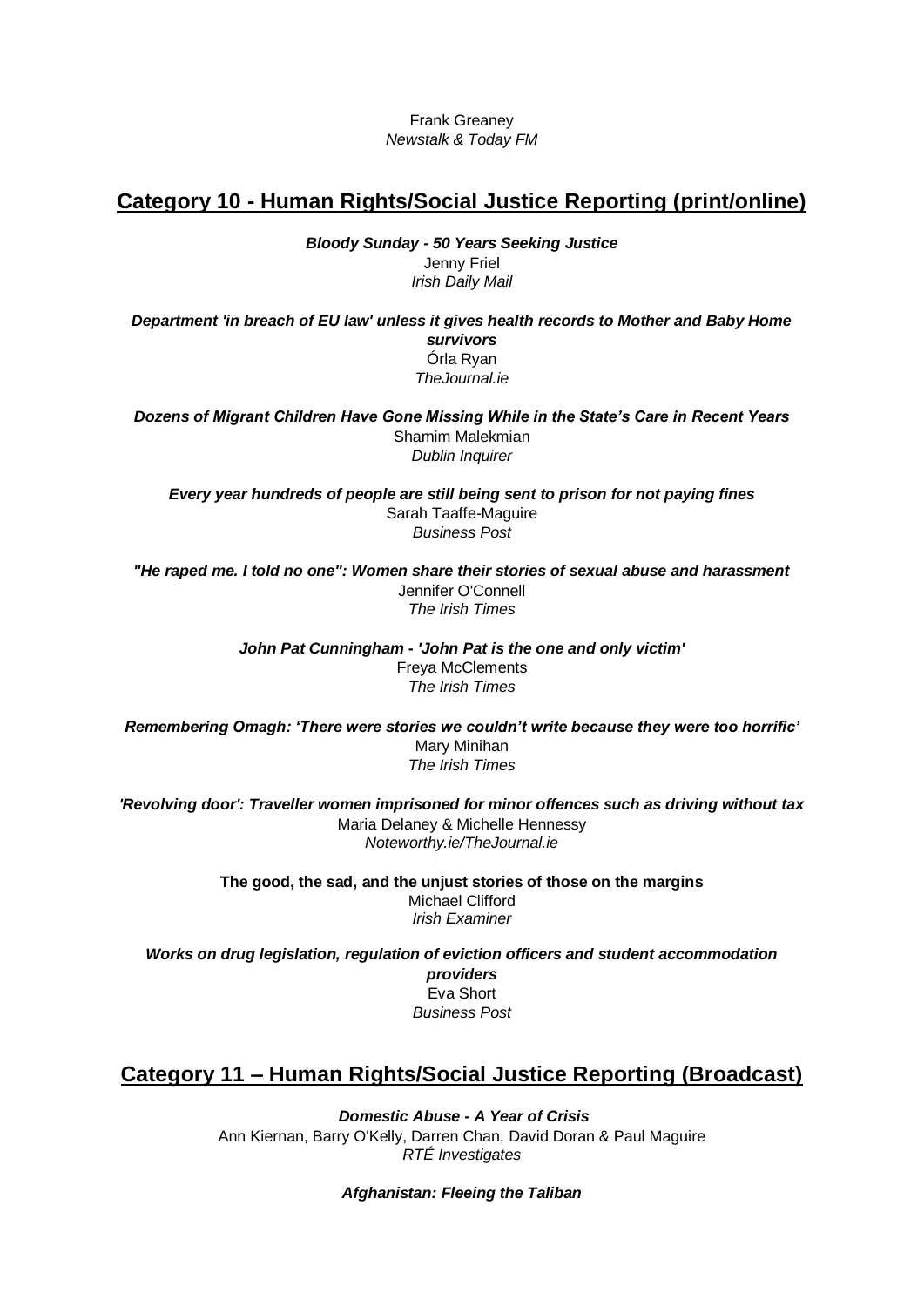Frank Greaney
*Newstalk & Today FM*

## Category 10 - Human Rights/Social Justice Reporting (print/online)

***Bloody Sunday - 50 Years Seeking Justice***
Jenny Friel
*Irish Daily Mail*

***Department 'in breach of EU law' unless it gives health records to Mother and Baby Home survivors***
Órla Ryan
*TheJournal.ie*

***Dozens of Migrant Children Have Gone Missing While in the State's Care in Recent Years***
Shamim Malekmian
*Dublin Inquirer*

***Every year hundreds of people are still being sent to prison for not paying fines***
Sarah Taaffe-Maguire
*Business Post*

***"He raped me. I told no one": Women share their stories of sexual abuse and harassment***
Jennifer O'Connell
*The Irish Times*

***John Pat Cunningham - 'John Pat is the one and only victim'***
Freya McClements
*The Irish Times*

***Remembering Omagh: 'There were stories we couldn't write because they were too horrific'***
Mary Minihan
*The Irish Times*

***'Revolving door': Traveller women imprisoned for minor offences such as driving without tax***
Maria Delaney & Michelle Hennessy
*Noteworthy.ie/TheJournal.ie*

**The good, the sad, and the unjust stories of those on the margins**
Michael Clifford
*Irish Examiner*

***Works on drug legislation, regulation of eviction officers and student accommodation providers***
Eva Short
*Business Post*

## Category 11 – Human Rights/Social Justice Reporting (Broadcast)

***Domestic Abuse - A Year of Crisis***
Ann Kiernan, Barry O'Kelly, Darren Chan, David Doran & Paul Maguire
*RTÉ Investigates*

***Afghanistan: Fleeing the Taliban***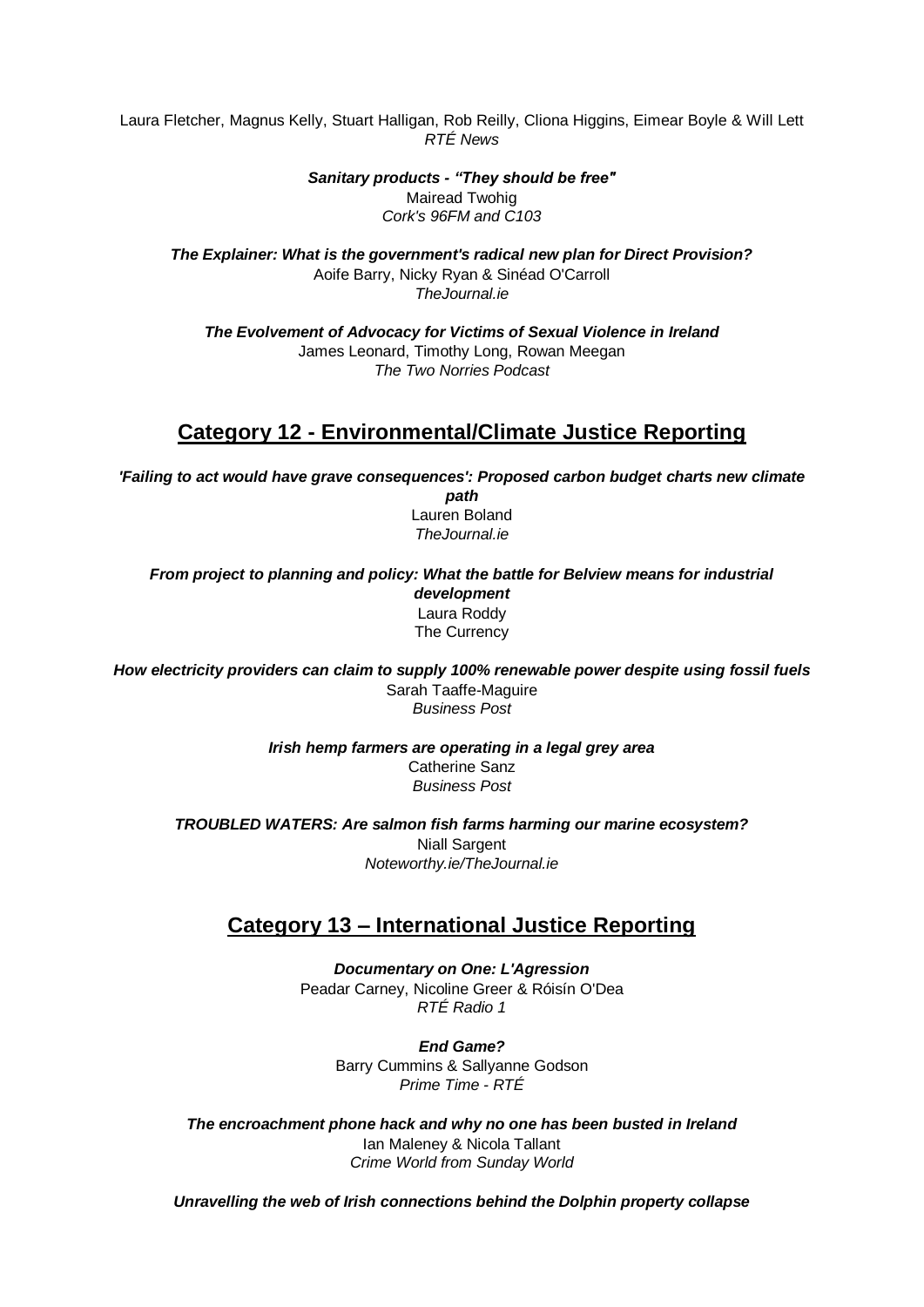Laura Fletcher, Magnus Kelly, Stuart Halligan, Rob Reilly, Cliona Higgins, Eimear Boyle & Will Lett
*RTÉ News*

***Sanitary products - "They should be free"***
Mairead Twohig
*Cork's 96FM and C103*

***The Explainer: What is the government's radical new plan for Direct Provision?***
Aoife Barry, Nicky Ryan & Sinéad O'Carroll
*TheJournal.ie*

***The Evolvement of Advocacy for Victims of Sexual Violence in Ireland***
James Leonard, Timothy Long, Rowan Meegan
*The Two Norries Podcast*

## Category 12 - Environmental/Climate Justice Reporting

***'Failing to act would have grave consequences': Proposed carbon budget charts new climate path***
Lauren Boland
*TheJournal.ie*

***From project to planning and policy: What the battle for Belview means for industrial development***
Laura Roddy
The Currency

***How electricity providers can claim to supply 100% renewable power despite using fossil fuels***
Sarah Taaffe-Maguire
*Business Post*

***Irish hemp farmers are operating in a legal grey area***
Catherine Sanz
*Business Post*

***TROUBLED WATERS: Are salmon fish farms harming our marine ecosystem?***
Niall Sargent
*Noteworthy.ie/TheJournal.ie*

## Category 13 – International Justice Reporting

***Documentary on One: L'Agression***
Peadar Carney, Nicoline Greer & Róisín O'Dea
*RTÉ Radio 1*

***End Game?***
Barry Cummins & Sallyanne Godson
*Prime Time - RTÉ*

***The encroachment phone hack and why no one has been busted in Ireland***
Ian Maleney & Nicola Tallant
*Crime World from Sunday World*

***Unravelling the web of Irish connections behind the Dolphin property collapse***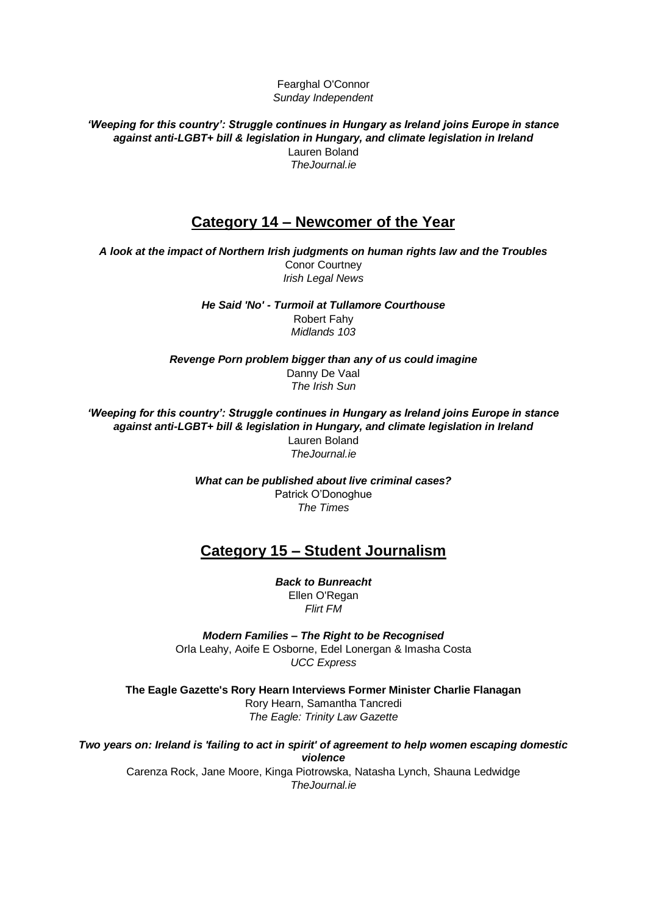Fearghal O'Connor
*Sunday Independent*

***'Weeping for this country': Struggle continues in Hungary as Ireland joins Europe in stance against anti-LGBT+ bill & legislation in Hungary, and climate legislation in Ireland***
Lauren Boland
*TheJournal.ie*

## Category 14 – Newcomer of the Year

***A look at the impact of Northern Irish judgments on human rights law and the Troubles***
Conor Courtney
*Irish Legal News*

***He Said 'No' - Turmoil at Tullamore Courthouse***
Robert Fahy
*Midlands 103*

***Revenge Porn problem bigger than any of us could imagine***
Danny De Vaal
*The Irish Sun*

***'Weeping for this country': Struggle continues in Hungary as Ireland joins Europe in stance against anti-LGBT+ bill & legislation in Hungary, and climate legislation in Ireland***
Lauren Boland
*TheJournal.ie*

***What can be published about live criminal cases?***
Patrick O'Donoghue
*The Times*

## Category 15 – Student Journalism

***Back to Bunreacht***
Ellen O'Regan
*Flirt FM*

***Modern Families – The Right to be Recognised***
Orla Leahy, Aoife E Osborne, Edel Lonergan & Imasha Costa
*UCC Express*

**The Eagle Gazette's Rory Hearn Interviews Former Minister Charlie Flanagan**
Rory Hearn, Samantha Tancredi
*The Eagle: Trinity Law Gazette*

***Two years on: Ireland is 'failing to act in spirit' of agreement to help women escaping domestic violence***
Carenza Rock, Jane Moore, Kinga Piotrowska, Natasha Lynch, Shauna Ledwidge
*TheJournal.ie*